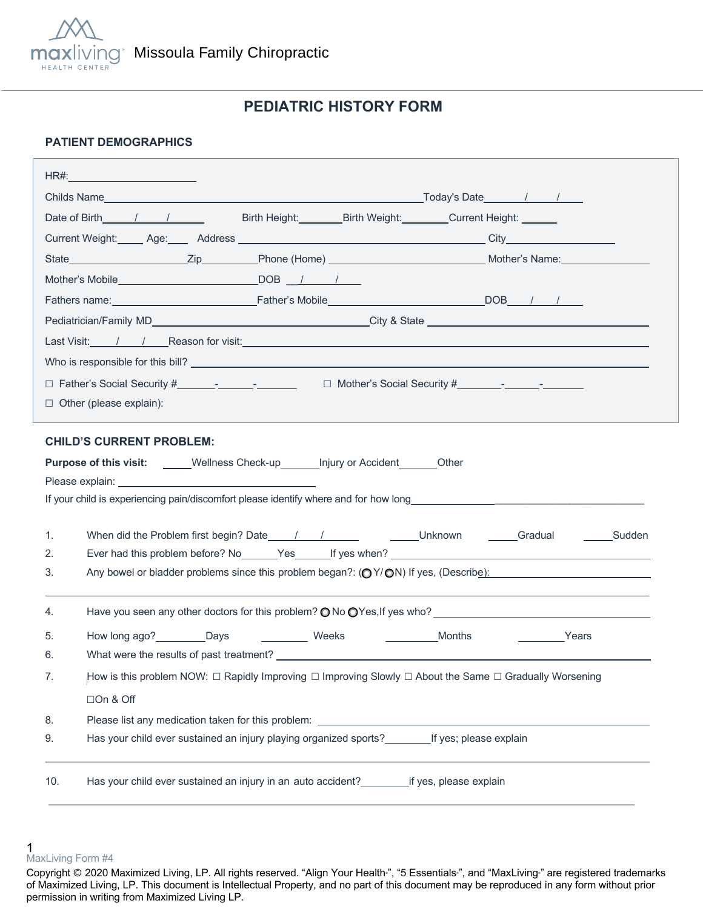Missoula Family Chiropractic

# PEDIATRIC HISTORY FORM

## PATIENT DEMOGRAPHICS

HR#:______________________

Childs Name____________________________________________________Today's Date_______/_____/______

Date of Birth_____/_____/______ Birth Height:_______ Birth Weight:________ Current Height: ______

Current Weight:_____ Age:____ Address ____________________________________________ City_________________

State____________________Zip_________Phone (Home) ____________________________ Mother's Name:_______________

Mother's Mobile_________________________DOB __/_____/_____

Fathers name:_________________________Father's Mobile____________________________DOB____/____/_____

Pediatrician/Family MD______________________________________City & State ________________________________

Last Visit:_____/____/____Reason for visit:_____________________________________________________________

Who is responsible for this bill? _________________________________________________________________

☐ Father's Social Security #______-______-_______ ☐ Mother's Social Security #_______-______-_______

☐ Other (please explain):

## CHILD'S CURRENT PROBLEM:

**Purpose of this visit:** _____Wellness Check-up_______Injury or Accident______Other

Please explain: ________________________________

If your child is experiencing pain/discomfort please identify where and for how long__________________________________________

1. When did the Problem first begin? Date_____/____/______ _____Unknown _____Gradual _____Sudden
2. Ever had this problem before? No______Yes______If yes when? ______________________________________
3. Any bowel or bladder problems since this problem began?: (◯ Y/◯N) If yes, (Describe):_______________________

_____________________________________________________________________________________

4. Have you seen any other doctors for this problem? ◯ No ◯Yes,If yes who? ______________________________
5. How long ago?_________Days ________ Weeks _________Months ________Years
6. What were the results of past treatment? _____________________________________________
7. How is this problem NOW: ☐ Rapidly Improving ☐ Improving Slowly ☐ About the Same ☐ Gradually Worsening ☐On & Off
8. Please list any medication taken for this problem: ______________________________________
9. Has your child ever sustained an injury playing organized sports?________If yes; please explain

_____________________________________________________________________________________

10. Has your child ever sustained an injury in an auto accident?________if yes, please explain

_____________________________________________________________________________________

MaxLiving Form #4

Copyright © 2020 Maximized Living, LP. All rights reserved. "Align Your Health", "5 Essentials", and "MaxLiving" are registered trademarks of Maximized Living, LP. This document is Intellectual Property, and no part of this document may be reproduced in any form without prior permission in writing from Maximized Living LP.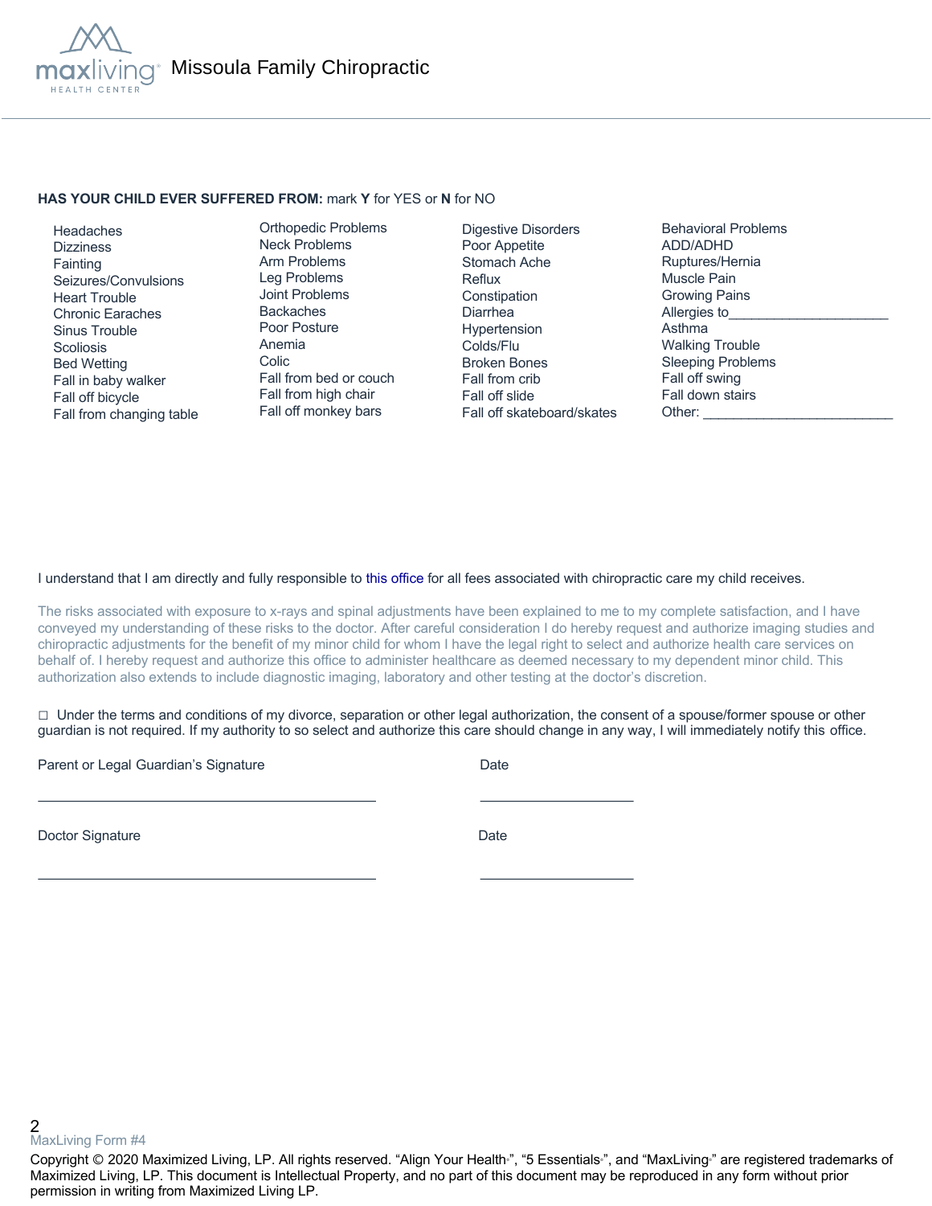Missoula Family Chiropractic

**HAS YOUR CHILD EVER SUFFERED FROM:** mark **Y** for YES or **N** for NO

| | | | |
|---|---|---|---|
| Headaches | Orthopedic Problems | Digestive Disorders | Behavioral Problems |
| Dizziness | Neck Problems | Poor Appetite | ADD/ADHD |
| Fainting | Arm Problems | Stomach Ache | Ruptures/Hernia |
| Seizures/Convulsions | Leg Problems | Reflux | Muscle Pain |
| Heart Trouble | Joint Problems | Constipation | Growing Pains |
| Chronic Earaches | Backaches | Diarrhea | Allergies to_____________________ |
| Sinus Trouble | Poor Posture | Hypertension | Asthma |
| Scoliosis | Anemia | Colds/Flu | Walking Trouble |
| Bed Wetting | Colic | Broken Bones | Sleeping Problems |
| Fall in baby walker | Fall from bed or couch | Fall from crib | Fall off swing |
| Fall off bicycle | Fall from high chair | Fall off slide | Fall down stairs |
| Fall from changing table | Fall off monkey bars | Fall off skateboard/skates | Other: _________________________ |

I understand that I am directly and fully responsible to this office for all fees associated with chiropractic care my child receives.

The risks associated with exposure to x-rays and spinal adjustments have been explained to me to my complete satisfaction, and I have conveyed my understanding of these risks to the doctor. After careful consideration I do hereby request and authorize imaging studies and chiropractic adjustments for the benefit of my minor child for whom I have the legal right to select and authorize health care services on behalf of. I hereby request and authorize this office to administer healthcare as deemed necessary to my dependent minor child. This authorization also extends to include diagnostic imaging, laboratory and other testing at the doctor's discretion.

◻ Under the terms and conditions of my divorce, separation or other legal authorization, the consent of a spouse/former spouse or other guardian is not required. If my authority to so select and authorize this care should change in any way, I will immediately notify this office.

Parent or Legal Guardian's Signature ____________________________________________ Date ____________________

Doctor Signature ____________________________________________ Date ____________________

MaxLiving Form #4

Copyright © 2020 Maximized Living, LP. All rights reserved. "Align Your Health®", "5 Essentials®", and "MaxLiving®" are registered trademarks of Maximized Living, LP. This document is Intellectual Property, and no part of this document may be reproduced in any form without prior permission in writing from Maximized Living LP.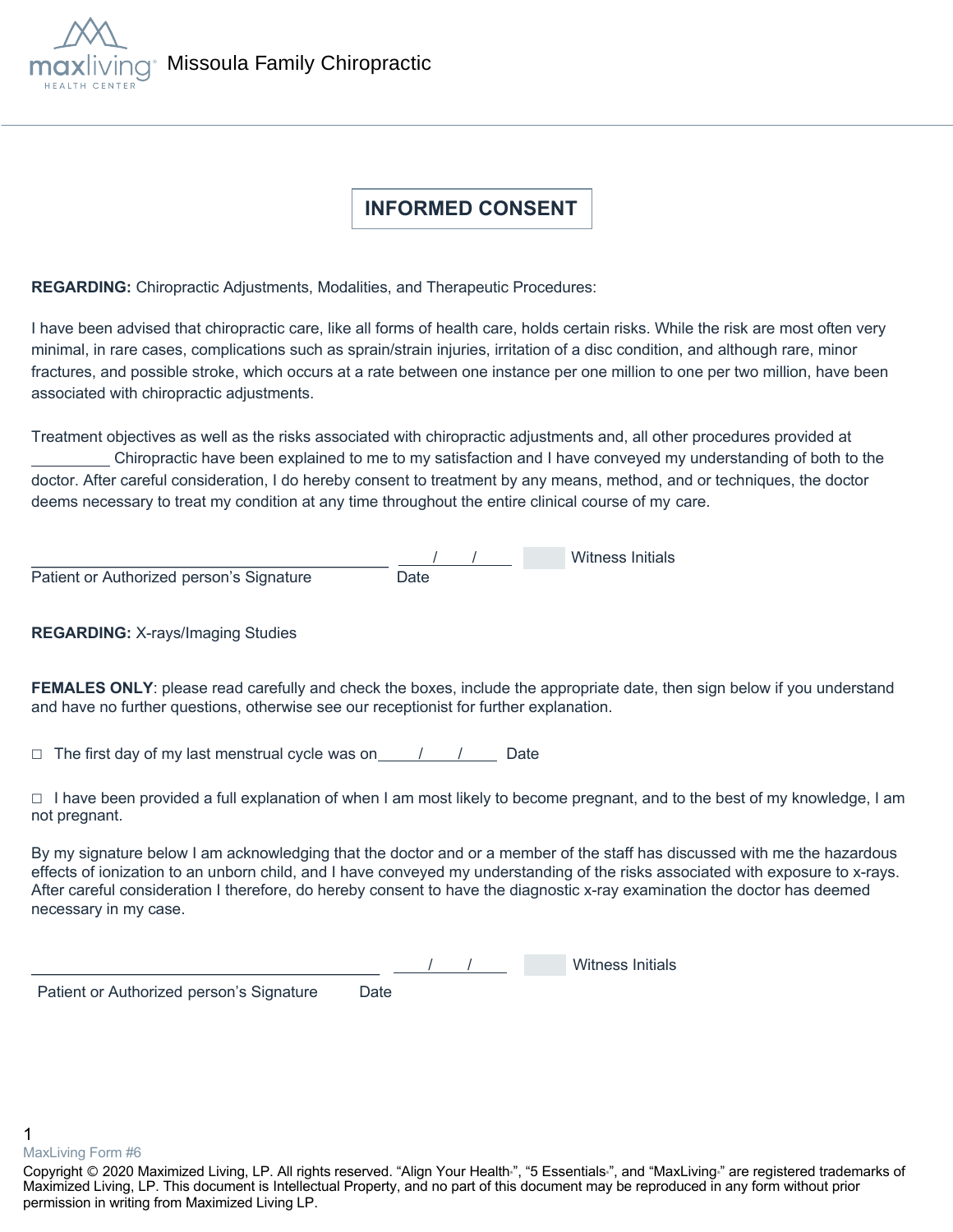maxliving HEALTH CENTER Missoula Family Chiropractic

# INFORMED CONSENT

**REGARDING:** Chiropractic Adjustments, Modalities, and Therapeutic Procedures:

I have been advised that chiropractic care, like all forms of health care, holds certain risks. While the risk are most often very minimal, in rare cases, complications such as sprain/strain injuries, irritation of a disc condition, and although rare, minor fractures, and possible stroke, which occurs at a rate between one instance per one million to one per two million, have been associated with chiropractic adjustments.

Treatment objectives as well as the risks associated with chiropractic adjustments and, all other procedures provided at __________ Chiropractic have been explained to me to my satisfaction and I have conveyed my understanding of both to the doctor. After careful consideration, I do hereby consent to treatment by any means, method, and or techniques, the doctor deems necessary to treat my condition at any time throughout the entire clinical course of my care.

______________________________ ____/____/____ Witness Initials

Patient or Authorized person's Signature Date

**REGARDING:** X-rays/Imaging Studies

**FEMALES ONLY**: please read carefully and check the boxes, include the appropriate date, then sign below if you understand and have no further questions, otherwise see our receptionist for further explanation.

☐ The first day of my last menstrual cycle was on____/____/____ Date

☐ I have been provided a full explanation of when I am most likely to become pregnant, and to the best of my knowledge, I am not pregnant.

By my signature below I am acknowledging that the doctor and or a member of the staff has discussed with me the hazardous effects of ionization to an unborn child, and I have conveyed my understanding of the risks associated with exposure to x-rays. After careful consideration I therefore, do hereby consent to have the diagnostic x-ray examination the doctor has deemed necessary in my case.

______________________________ ____/____/____ Witness Initials

Patient or Authorized person's Signature Date

MaxLiving Form #6

Copyright © 2020 Maximized Living, LP. All rights reserved. "Align Your Health®", "5 Essentials®", and "MaxLiving®" are registered trademarks of Maximized Living, LP. This document is Intellectual Property, and no part of this document may be reproduced in any form without prior permission in writing from Maximized Living LP.